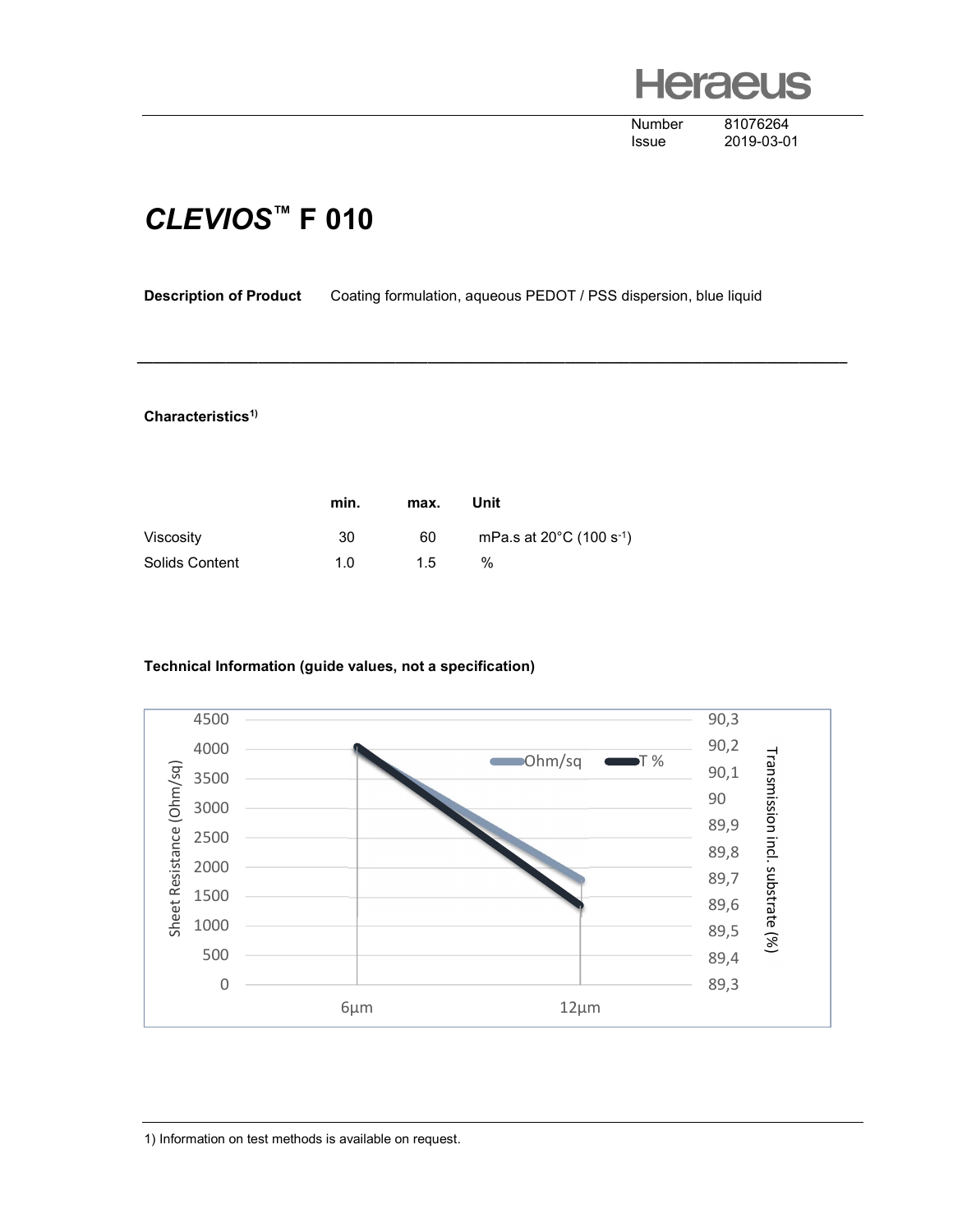Number 81076264
Issue 2019-03-01

# *CLEVIOS™* F 010

**Description of Product** Coating formulation, aqueous PEDOT / PSS dispersion, blue liquid

---

**Characteristics[1)]**

| | min. | max. | Unit |
|---|---|---|---|
| Viscosity | 30 | 60 | mPa.s at 20°C (100 $s^{-1}$) |
| Solids Content | 1.0 | 1.5 | % |

**Technical Information (guide values, not a specification)**

Sheet Resistance (Ohm/sq): 4500, 4000, 3500, 3000, 2500, 2000, 1500, 1000, 500, 0

Transmission incl. substrate (%): 90,3, 90,2, 90,1, 90, 89,9, 89,8, 89,7, 89,6, 89,5, 89,4, 89,3

Ohm/sq    T %

6µm    12µm

---

1) Information on test methods is available on request.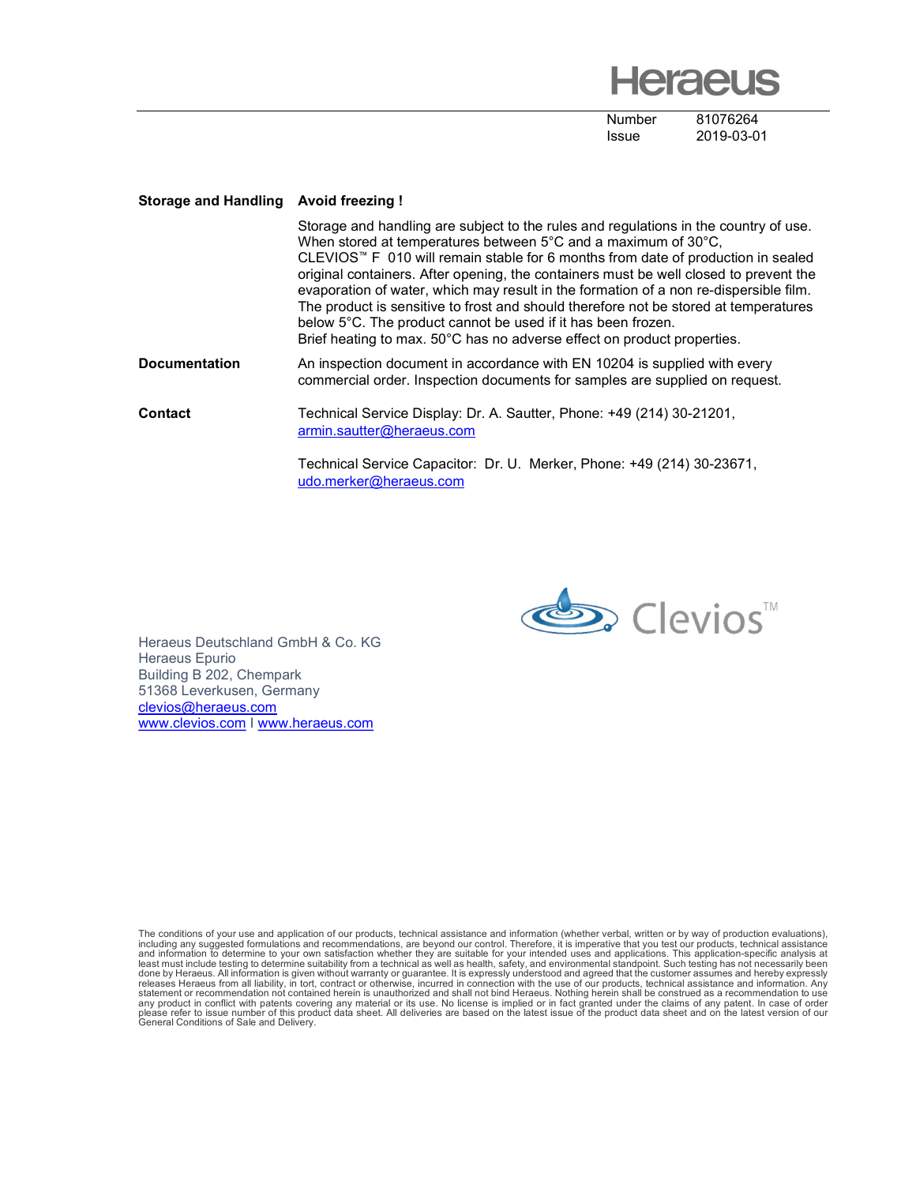Number 81076264
Issue 2019-03-01

| | |
|---|---|
| **Storage and Handling** | **Avoid freezing !** |
| | Storage and handling are subject to the rules and regulations in the country of use. When stored at temperatures between 5°C and a maximum of 30°C, CLEVIOS™ F 010 will remain stable for 6 months from date of production in sealed original containers. After opening, the containers must be well closed to prevent the evaporation of water, which may result in the formation of a non re-dispersible film. The product is sensitive to frost and should therefore not be stored at temperatures below 5°C. The product cannot be used if it has been frozen. Brief heating to max. 50°C has no adverse effect on product properties. |
| **Documentation** | An inspection document in accordance with EN 10204 is supplied with every commercial order. Inspection documents for samples are supplied on request. |
| **Contact** | Technical Service Display: Dr. A. Sautter, Phone: +49 (214) 30-21201, armin.sautter@heraeus.com |
| | Technical Service Capacitor: Dr. U. Merker, Phone: +49 (214) 30-23671, udo.merker@heraeus.com |

Heraeus Deutschland GmbH & Co. KG
Heraeus Epurio
Building B 202, Chempark
51368 Leverkusen, Germany
clevios@heraeus.com
www.clevios.com I www.heraeus.com

The conditions of your use and application of our products, technical assistance and information (whether verbal, written or by way of production evaluations), including any suggested formulations and recommendations, are beyond our control. Therefore, it is imperative that you test our products, technical assistance and information to determine to your own satisfaction whether they are suitable for your intended uses and applications. This application-specific analysis at least must include testing to determine suitability from a technical as well as health, safety, and environmental standpoint. Such testing has not necessarily been done by Heraeus. All information is given without warranty or guarantee. It is expressly understood and agreed that the customer assumes and hereby expressly releases Heraeus from all liability, in tort, contract or otherwise, incurred in connection with the use of our products, technical assistance and information. Any statement or recommendation not contained herein is unauthorized and shall not bind Heraeus. Nothing herein shall be construed as a recommendation to use any product in conflict with patents covering any material or its use. No license is implied or in fact granted under the claims of any patent. In case of order please refer to issue number of this product data sheet. All deliveries are based on the latest issue of the product data sheet and on the latest version of our General Conditions of Sale and Delivery.